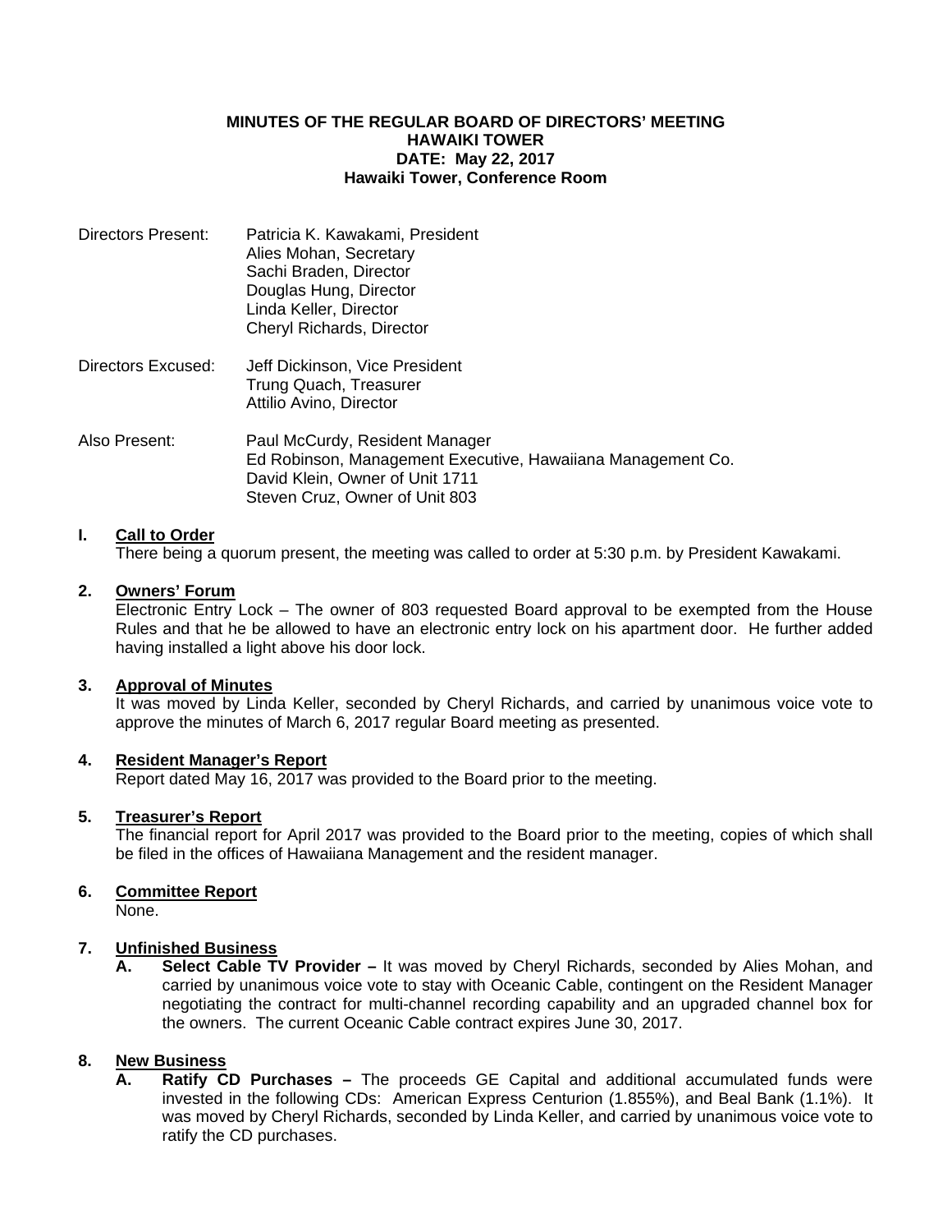**MINUTES OF THE REGULAR BOARD OF DIRECTORS' MEETING**
**HAWAIKI TOWER**
**DATE: May 22, 2017**
**Hawaiki Tower, Conference Room**

Directors Present: Patricia K. Kawakami, President
Alies Mohan, Secretary
Sachi Braden, Director
Douglas Hung, Director
Linda Keller, Director
Cheryl Richards, Director

Directors Excused: Jeff Dickinson, Vice President
Trung Quach, Treasurer
Attilio Avino, Director

Also Present: Paul McCurdy, Resident Manager
Ed Robinson, Management Executive, Hawaiiana Management Co.
David Klein, Owner of Unit 1711
Steven Cruz, Owner of Unit 803

## I. Call to Order

There being a quorum present, the meeting was called to order at 5:30 p.m. by President Kawakami.

## 2. Owners' Forum

Electronic Entry Lock – The owner of 803 requested Board approval to be exempted from the House Rules and that he be allowed to have an electronic entry lock on his apartment door. He further added having installed a light above his door lock.

## 3. Approval of Minutes

It was moved by Linda Keller, seconded by Cheryl Richards, and carried by unanimous voice vote to approve the minutes of March 6, 2017 regular Board meeting as presented.

## 4. Resident Manager's Report

Report dated May 16, 2017 was provided to the Board prior to the meeting.

## 5. Treasurer's Report

The financial report for April 2017 was provided to the Board prior to the meeting, copies of which shall be filed in the offices of Hawaiiana Management and the resident manager.

## 6. Committee Report

None.

## 7. Unfinished Business

**A. Select Cable TV Provider –** It was moved by Cheryl Richards, seconded by Alies Mohan, and carried by unanimous voice vote to stay with Oceanic Cable, contingent on the Resident Manager negotiating the contract for multi-channel recording capability and an upgraded channel box for the owners. The current Oceanic Cable contract expires June 30, 2017.

## 8. New Business

**A. Ratify CD Purchases –** The proceeds GE Capital and additional accumulated funds were invested in the following CDs: American Express Centurion (1.855%), and Beal Bank (1.1%). It was moved by Cheryl Richards, seconded by Linda Keller, and carried by unanimous voice vote to ratify the CD purchases.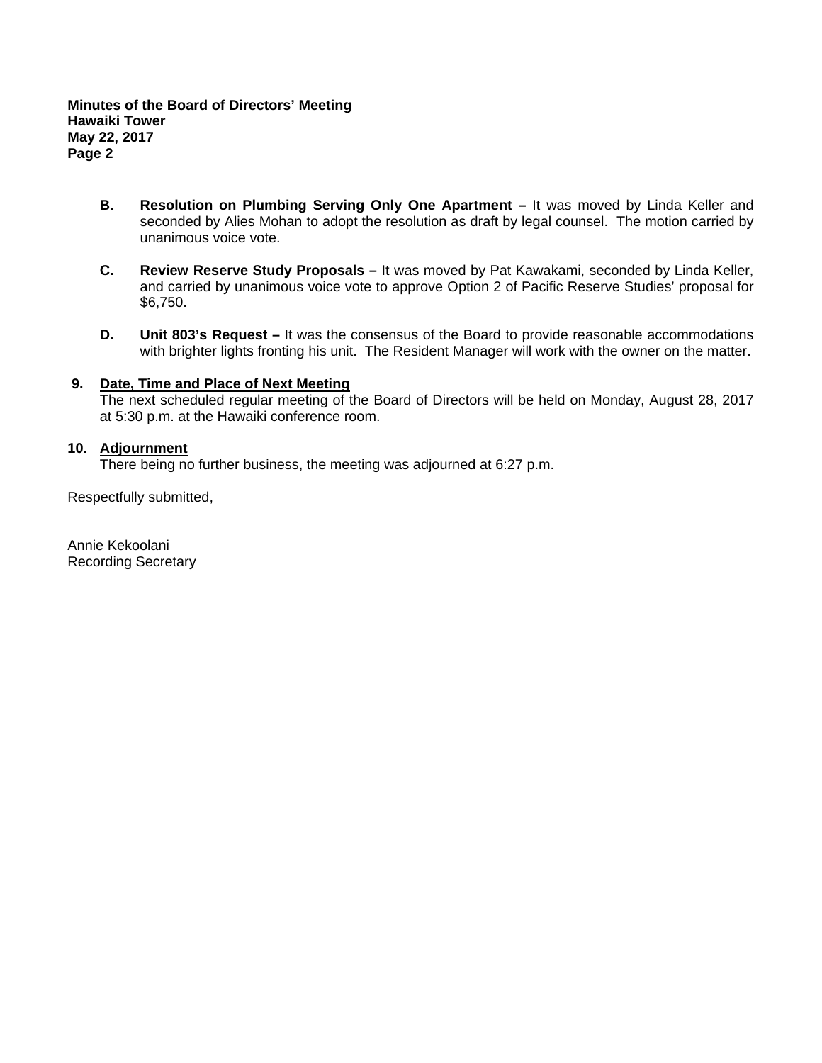**B. Resolution on Plumbing Serving Only One Apartment –** It was moved by Linda Keller and seconded by Alies Mohan to adopt the resolution as draft by legal counsel. The motion carried by unanimous voice vote.

**C. Review Reserve Study Proposals –** It was moved by Pat Kawakami, seconded by Linda Keller, and carried by unanimous voice vote to approve Option 2 of Pacific Reserve Studies' proposal for $6,750.

**D. Unit 803's Request –** It was the consensus of the Board to provide reasonable accommodations with brighter lights fronting his unit. The Resident Manager will work with the owner on the matter.

**9. Date, Time and Place of Next Meeting**

The next scheduled regular meeting of the Board of Directors will be held on Monday, August 28, 2017 at 5:30 p.m. at the Hawaiki conference room.

**10. Adjournment**

There being no further business, the meeting was adjourned at 6:27 p.m.

Respectfully submitted,

Annie Kekoolani
Recording Secretary